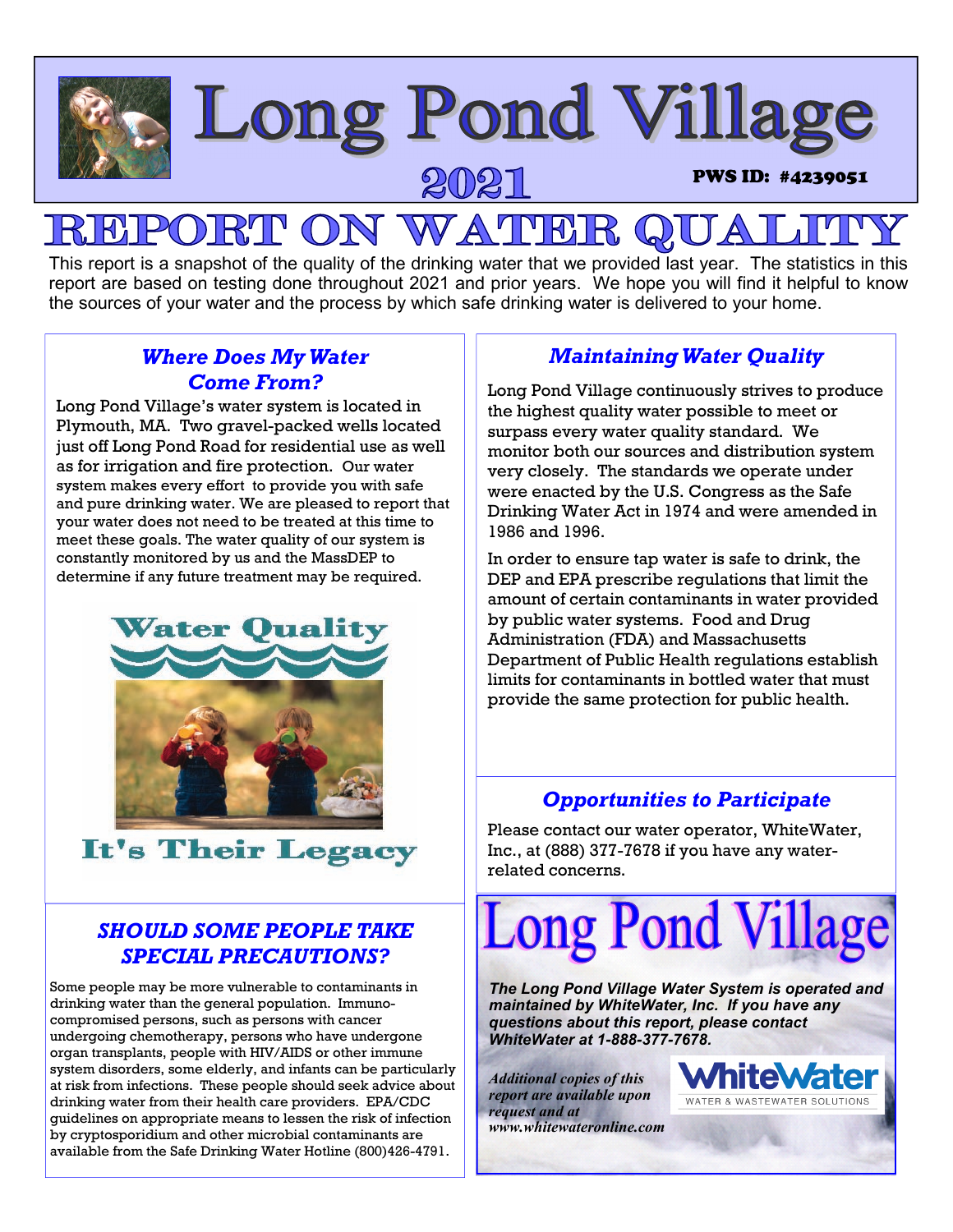# Long Pond Village

## 2021

**PWS ID: #4239051**

# REPORT ON WATER QUALITY

This report is a snapshot of the quality of the drinking water that we provided last year. The statistics in this report are based on testing done throughout 2021 and prior years. We hope you will find it helpful to know the sources of your water and the process by which safe drinking water is delivered to your home.

### *Where Does My Water Come From?*

Long Pond Village's water system is located in Plymouth, MA. Two gravel-packed wells located just off Long Pond Road for residential use as well as for irrigation and fire protection. Our water system makes every effort to provide you with safe and pure drinking water. We are pleased to report that your water does not need to be treated at this time to meet these goals. The water quality of our system is constantly monitored by us and the MassDEP to determine if any future treatment may be required.

**Water Quality**

**It's Their Legacy**

### *SHOULD SOME PEOPLE TAKE SPECIAL PRECAUTIONS?*

Some people may be more vulnerable to contaminants in drinking water than the general population. Immuno-compromised persons, such as persons with cancer undergoing chemotherapy, persons who have undergone organ transplants, people with HIV/AIDS or other immune system disorders, some elderly, and infants can be particularly at risk from infections. These people should seek advice about drinking water from their health care providers. EPA/CDC guidelines on appropriate means to lessen the risk of infection by cryptosporidium and other microbial contaminants are available from the Safe Drinking Water Hotline (800)426-4791.

### *Maintaining Water Quality*

Long Pond Village continuously strives to produce the highest quality water possible to meet or surpass every water quality standard. We monitor both our sources and distribution system very closely. The standards we operate under were enacted by the U.S. Congress as the Safe Drinking Water Act in 1974 and were amended in 1986 and 1996.

In order to ensure tap water is safe to drink, the DEP and EPA prescribe regulations that limit the amount of certain contaminants in water provided by public water systems. Food and Drug Administration (FDA) and Massachusetts Department of Public Health regulations establish limits for contaminants in bottled water that must provide the same protection for public health.

### *Opportunities to Participate*

Please contact our water operator, WhiteWater, Inc., at (888) 377-7678 if you have any water-related concerns.

## Long Pond Village

***The Long Pond Village Water System is operated and maintained by WhiteWater, Inc. If you have any questions about this report, please contact WhiteWater at 1-888-377-7678.***

***Additional copies of this report are available upon request and at www.whitewateronline.com***

**WhiteWater**
WATER & WASTEWATER SOLUTIONS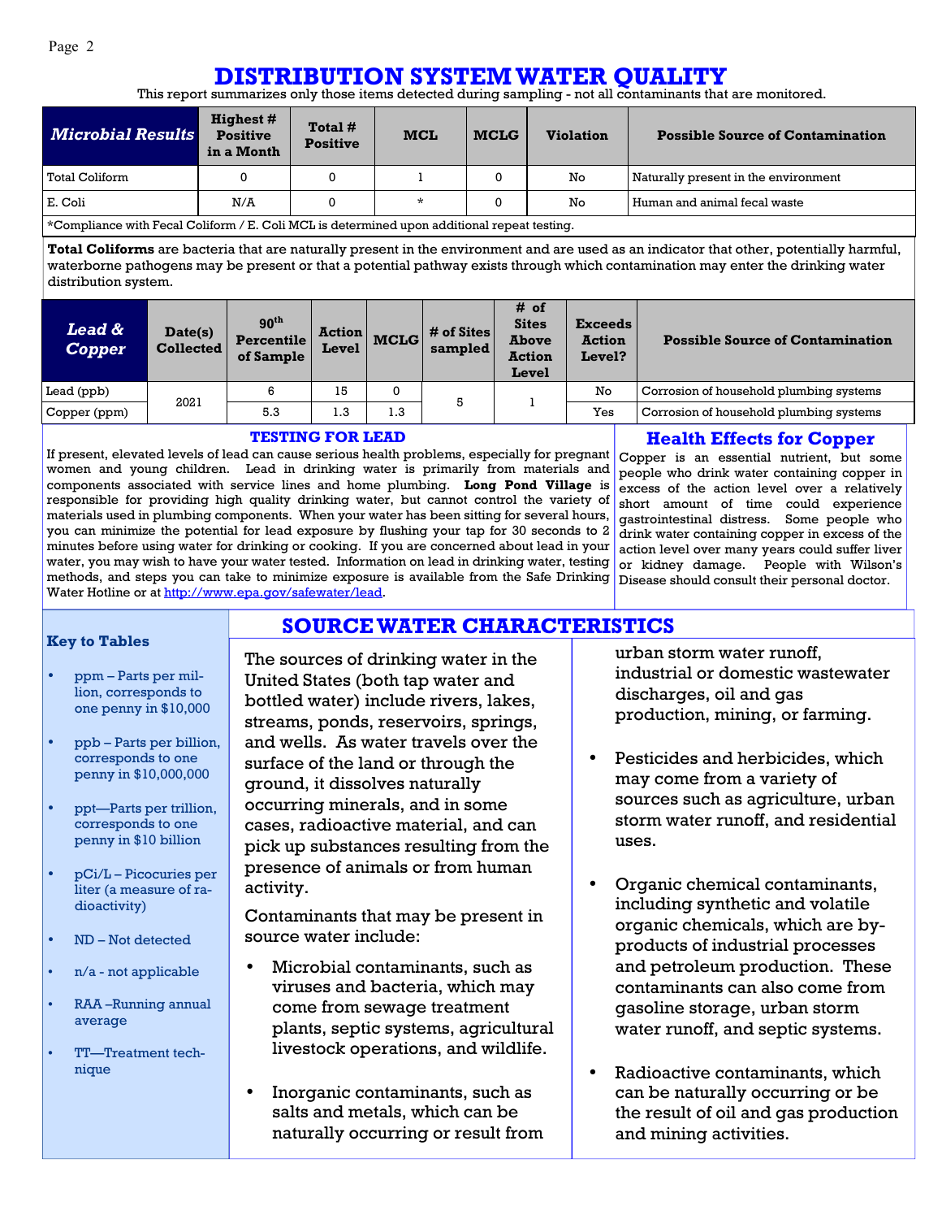# DISTRIBUTION SYSTEM WATER QUALITY

This report summarizes only those items detected during sampling - not all contaminants that are monitored.

| *Microbial Results* | Highest # Positive in a Month | Total # Positive | MCL | MCLG | Violation | Possible Source of Contamination |
|---|---|---|---|---|---|---|
| Total Coliform | 0 | 0 | 1 | 0 | No | Naturally present in the environment |
| E. Coli | N/A | 0 | * | 0 | No | Human and animal fecal waste |

*Compliance with Fecal Coliform / E. Coli MCL is determined upon additional repeat testing.

**Total Coliforms** are bacteria that are naturally present in the environment and are used as an indicator that other, potentially harmful, waterborne pathogens may be present or that a potential pathway exists through which contamination may enter the drinking water distribution system.

| *Lead & Copper* | Date(s) Collected | 90th Percentile of Sample | Action Level | MCLG | # of Sites sampled | # of Sites Above Action Level | Exceeds Action Level? | Possible Source of Contamination |
|---|---|---|---|---|---|---|---|---|
| Lead (ppb) | 2021 | 6 | 15 | 0 | 5 | 1 | No | Corrosion of household plumbing systems |
| Copper (ppm) | 2021 | 5.3 | 1.3 | 1.3 | 5 | 1 | Yes | Corrosion of household plumbing systems |

### TESTING FOR LEAD

If present, elevated levels of lead can cause serious health problems, especially for pregnant women and young children. Lead in drinking water is primarily from materials and components associated with service lines and home plumbing. **Long Pond Village** is responsible for providing high quality drinking water, but cannot control the variety of materials used in plumbing components. When your water has been sitting for several hours, you can minimize the potential for lead exposure by flushing your tap for 30 seconds to 2 minutes before using water for drinking or cooking. If you are concerned about lead in your water, you may wish to have your water tested. Information on lead in drinking water, testing methods, and steps you can take to minimize exposure is available from the Safe Drinking Water Hotline or at http://www.epa.gov/safewater/lead.

### Health Effects for Copper

Copper is an essential nutrient, but some people who drink water containing copper in excess of the action level over a relatively short amount of time could experience gastrointestinal distress. Some people who drink water containing copper in excess of the action level over many years could suffer liver or kidney damage. People with Wilson's Disease should consult their personal doctor.

### Key to Tables

- ppm – Parts per million, corresponds to one penny in $10,000
- ppb – Parts per billion, corresponds to one penny in $10,000,000
- ppt—Parts per trillion, corresponds to one penny in $10 billion
- pCi/L – Picocuries per liter (a measure of radioactivity)
- ND – Not detected
- n/a - not applicable
- RAA –Running annual average
- TT—Treatment technique

## SOURCE WATER CHARACTERISTICS

The sources of drinking water in the United States (both tap water and bottled water) include rivers, lakes, streams, ponds, reservoirs, springs, and wells. As water travels over the surface of the land or through the ground, it dissolves naturally occurring minerals, and in some cases, radioactive material, and can pick up substances resulting from the presence of animals or from human activity.

Contaminants that may be present in source water include:

- Microbial contaminants, such as viruses and bacteria, which may come from sewage treatment plants, septic systems, agricultural livestock operations, and wildlife.
- Inorganic contaminants, such as salts and metals, which can be naturally occurring or result from urban storm water runoff, industrial or domestic wastewater discharges, oil and gas production, mining, or farming.
- Pesticides and herbicides, which may come from a variety of sources such as agriculture, urban storm water runoff, and residential uses.
- Organic chemical contaminants, including synthetic and volatile organic chemicals, which are by-products of industrial processes and petroleum production. These contaminants can also come from gasoline storage, urban storm water runoff, and septic systems.
- Radioactive contaminants, which can be naturally occurring or be the result of oil and gas production and mining activities.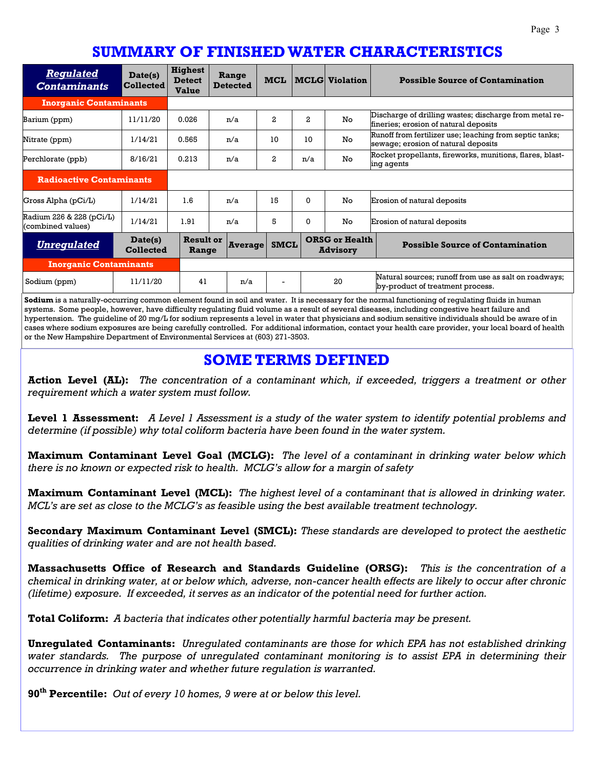# SUMMARY OF FINISHED WATER CHARACTERISTICS

| ***Regulated Contaminants*** | Date(s) Collected | Highest Detect Value | Range Detected | MCL | MCLG | Violation | Possible Source of Contamination |
|---|---|---|---|---|---|---|---|
| **Inorganic Contaminants** | | | | | | | |
| Barium (ppm) | 11/11/20 | 0.026 | n/a | 2 | 2 | No | Discharge of drilling wastes; discharge from metal refineries; erosion of natural deposits |
| Nitrate (ppm) | 1/14/21 | 0.565 | n/a | 10 | 10 | No | Runoff from fertilizer use; leaching from septic tanks; sewage; erosion of natural deposits |
| Perchlorate (ppb) | 8/16/21 | 0.213 | n/a | 2 | n/a | No | Rocket propellants, fireworks, munitions, flares, blasting agents |
| **Radioactive Contaminants** | | | | | | | |
| Gross Alpha (pCi/L) | 1/14/21 | 1.6 | n/a | 15 | 0 | No | Erosion of natural deposits |
| Radium 226 & 228 (pCi/L) (combined values) | 1/14/21 | 1.91 | n/a | 5 | 0 | No | Erosion of natural deposits |

| ***Unregulated*** | Date(s) Collected | Result or Range | Average | SMCL | ORSG or Health Advisory | Possible Source of Contamination |
|---|---|---|---|---|---|---|
| **Inorganic Contaminants** | | | | | | |
| Sodium (ppm) | 11/11/20 | 41 | n/a | - | 20 | Natural sources; runoff from use as salt on roadways; by-product of treatment process. |

**Sodium** is a naturally-occurring common element found in soil and water. It is necessary for the normal functioning of regulating fluids in human systems. Some people, however, have difficulty regulating fluid volume as a result of several diseases, including congestive heart failure and hypertension. The guideline of 20 mg/L for sodium represents a level in water that physicians and sodium sensitive individuals should be aware of in cases where sodium exposures are being carefully controlled. For additional information, contact your health care provider, your local board of health or the New Hampshire Department of Environmental Services at (603) 271-3503.

# SOME TERMS DEFINED

**Action Level (AL):** *The concentration of a contaminant which, if exceeded, triggers a treatment or other requirement which a water system must follow.*

**Level 1 Assessment:** *A Level 1 Assessment is a study of the water system to identify potential problems and determine (if possible) why total coliform bacteria have been found in the water system.*

**Maximum Contaminant Level Goal (MCLG):** *The level of a contaminant in drinking water below which there is no known or expected risk to health. MCLG's allow for a margin of safety*

**Maximum Contaminant Level (MCL):** *The highest level of a contaminant that is allowed in drinking water. MCL's are set as close to the MCLG's as feasible using the best available treatment technology.*

**Secondary Maximum Contaminant Level (SMCL):** *These standards are developed to protect the aesthetic qualities of drinking water and are not health based.*

**Massachusetts Office of Research and Standards Guideline (ORSG):** *This is the concentration of a chemical in drinking water, at or below which, adverse, non-cancer health effects are likely to occur after chronic (lifetime) exposure. If exceeded, it serves as an indicator of the potential need for further action.*

**Total Coliform:** *A bacteria that indicates other potentially harmful bacteria may be present.*

**Unregulated Contaminants:** *Unregulated contaminants are those for which EPA has not established drinking water standards. The purpose of unregulated contaminant monitoring is to assist EPA in determining their occurrence in drinking water and whether future regulation is warranted.*

**90th Percentile:** *Out of every 10 homes, 9 were at or below this level.*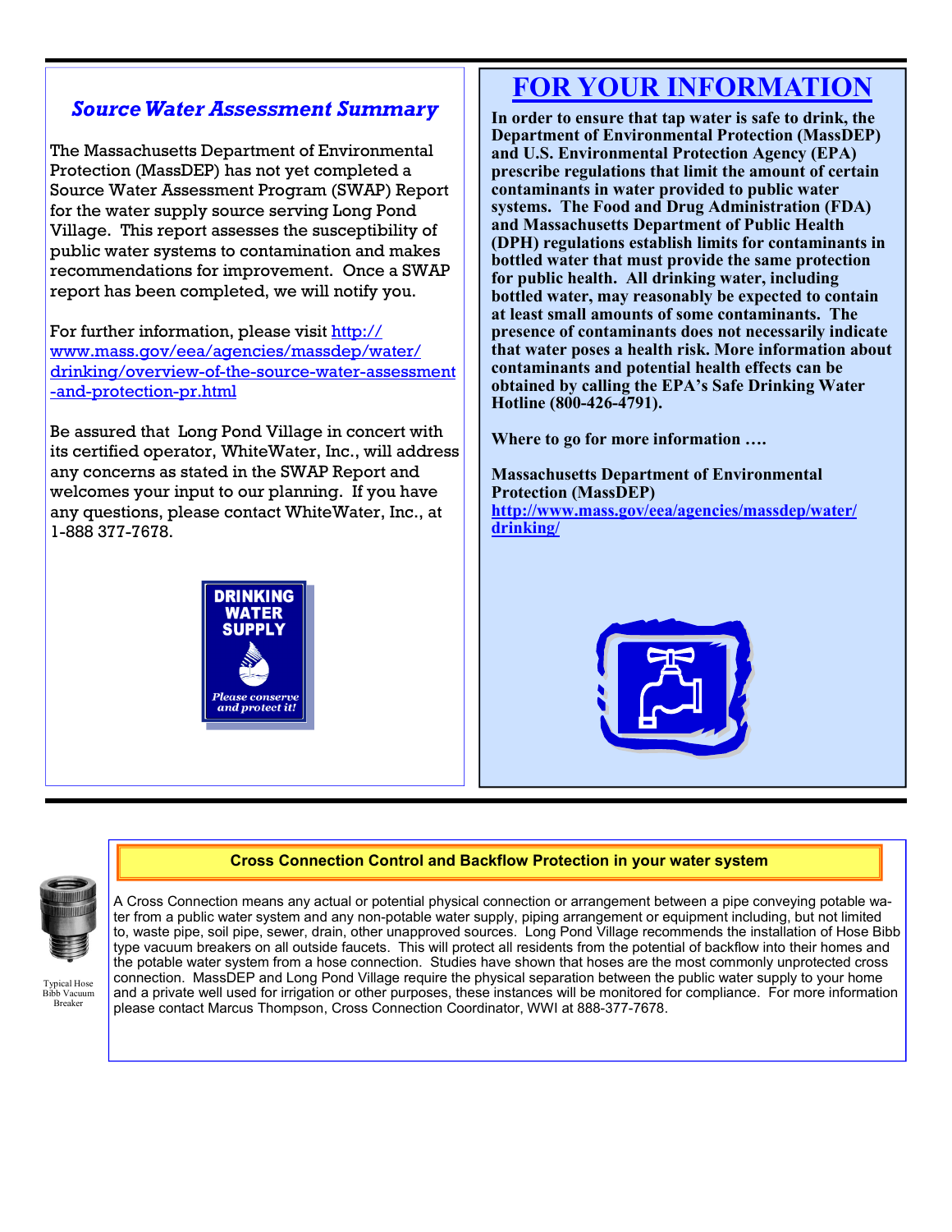## *Source Water Assessment Summary*

The Massachusetts Department of Environmental Protection (MassDEP) has not yet completed a Source Water Assessment Program (SWAP) Report for the water supply source serving Long Pond Village. This report assesses the susceptibility of public water systems to contamination and makes recommendations for improvement. Once a SWAP report has been completed, we will notify you.

For further information, please visit http://www.mass.gov/eea/agencies/massdep/water/drinking/overview-of-the-source-water-assessment-and-protection-pr.html

Be assured that Long Pond Village in concert with its certified operator, WhiteWater, Inc., will address any concerns as stated in the SWAP Report and welcomes your input to our planning. If you have any questions, please contact WhiteWater, Inc., at 1-888 377-7678.

DRINKING WATER SUPPLY

*Please conserve and protect it!*

## FOR YOUR INFORMATION

**In order to ensure that tap water is safe to drink, the Department of Environmental Protection (MassDEP) and U.S. Environmental Protection Agency (EPA) prescribe regulations that limit the amount of certain contaminants in water provided to public water systems. The Food and Drug Administration (FDA) and Massachusetts Department of Public Health (DPH) regulations establish limits for contaminants in bottled water that must provide the same protection for public health. All drinking water, including bottled water, may reasonably be expected to contain at least small amounts of some contaminants. The presence of contaminants does not necessarily indicate that water poses a health risk. More information about contaminants and potential health effects can be obtained by calling the EPA's Safe Drinking Water Hotline (800-426-4791).**

**Where to go for more information ….**

**Massachusetts Department of Environmental Protection (MassDEP)**
**http://www.mass.gov/eea/agencies/massdep/water/drinking/**

### Cross Connection Control and Backflow Protection in your water system

A Cross Connection means any actual or potential physical connection or arrangement between a pipe conveying potable water from a public water system and any non-potable water supply, piping arrangement or equipment including, but not limited to, waste pipe, soil pipe, sewer, drain, other unapproved sources. Long Pond Village recommends the installation of Hose Bibb type vacuum breakers on all outside faucets. This will protect all residents from the potential of backflow into their homes and the potable water system from a hose connection. Studies have shown that hoses are the most commonly unprotected cross connection. MassDEP and Long Pond Village require the physical separation between the public water supply to your home and a private well used for irrigation or other purposes, these instances will be monitored for compliance. For more information please contact Marcus Thompson, Cross Connection Coordinator, WWI at 888-377-7678.

Typical Hose Bibb Vacuum Breaker